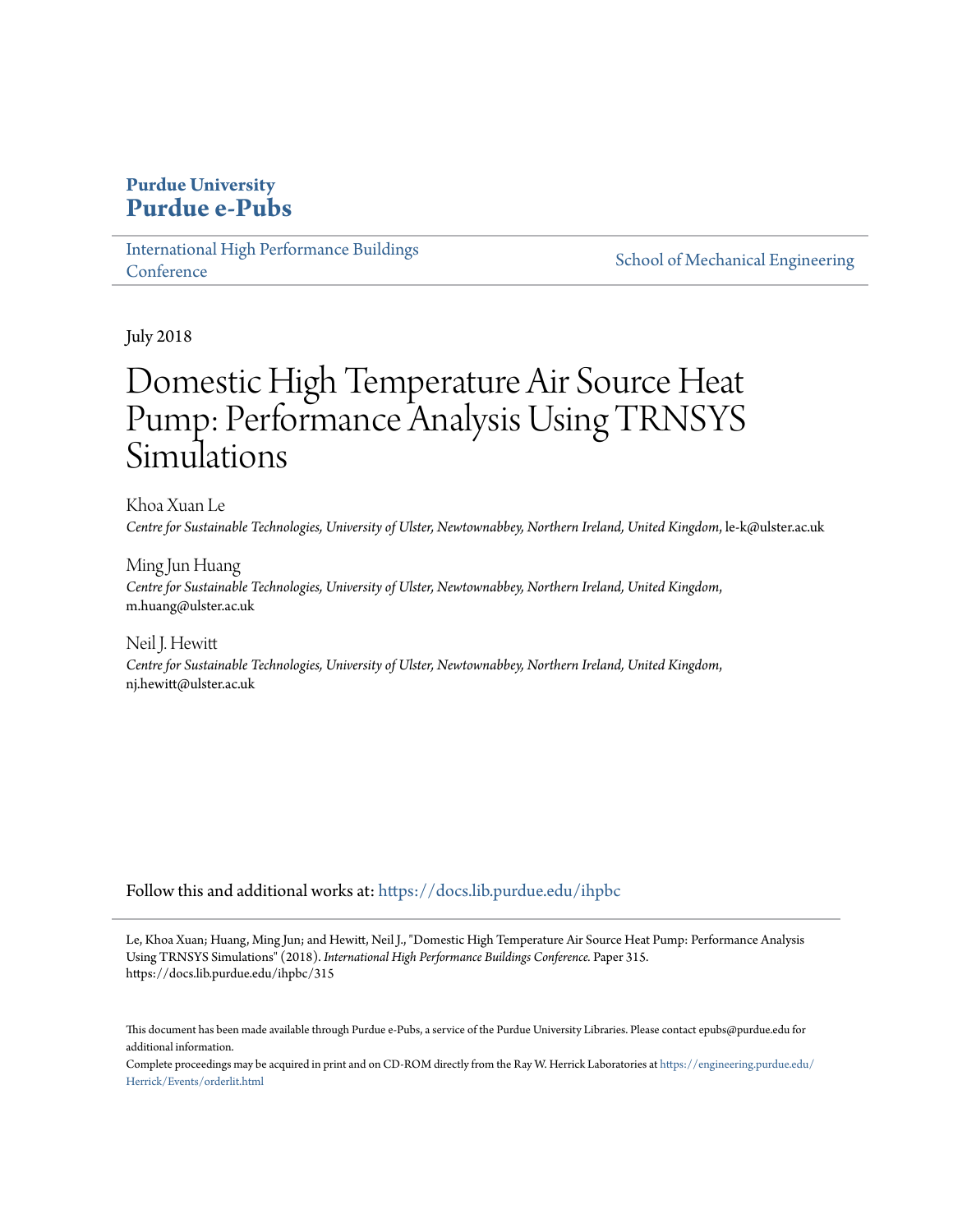**Purdue University**
**Purdue e-Pubs**

International High Performance Buildings Conference | School of Mechanical Engineering

July 2018

# Domestic High Temperature Air Source Heat Pump: Performance Analysis Using TRNSYS Simulations

Khoa Xuan Le
*Centre for Sustainable Technologies, University of Ulster, Newtownabbey, Northern Ireland, United Kingdom*, le-k@ulster.ac.uk

Ming Jun Huang
*Centre for Sustainable Technologies, University of Ulster, Newtownabbey, Northern Ireland, United Kingdom*, m.huang@ulster.ac.uk

Neil J. Hewitt
*Centre for Sustainable Technologies, University of Ulster, Newtownabbey, Northern Ireland, United Kingdom*, nj.hewitt@ulster.ac.uk

Follow this and additional works at: https://docs.lib.purdue.edu/ihpbc

Le, Khoa Xuan; Huang, Ming Jun; and Hewitt, Neil J., "Domestic High Temperature Air Source Heat Pump: Performance Analysis Using TRNSYS Simulations" (2018). *International High Performance Buildings Conference.* Paper 315.
https://docs.lib.purdue.edu/ihpbc/315

This document has been made available through Purdue e-Pubs, a service of the Purdue University Libraries. Please contact epubs@purdue.edu for additional information.
Complete proceedings may be acquired in print and on CD-ROM directly from the Ray W. Herrick Laboratories at https://engineering.purdue.edu/Herrick/Events/orderlit.html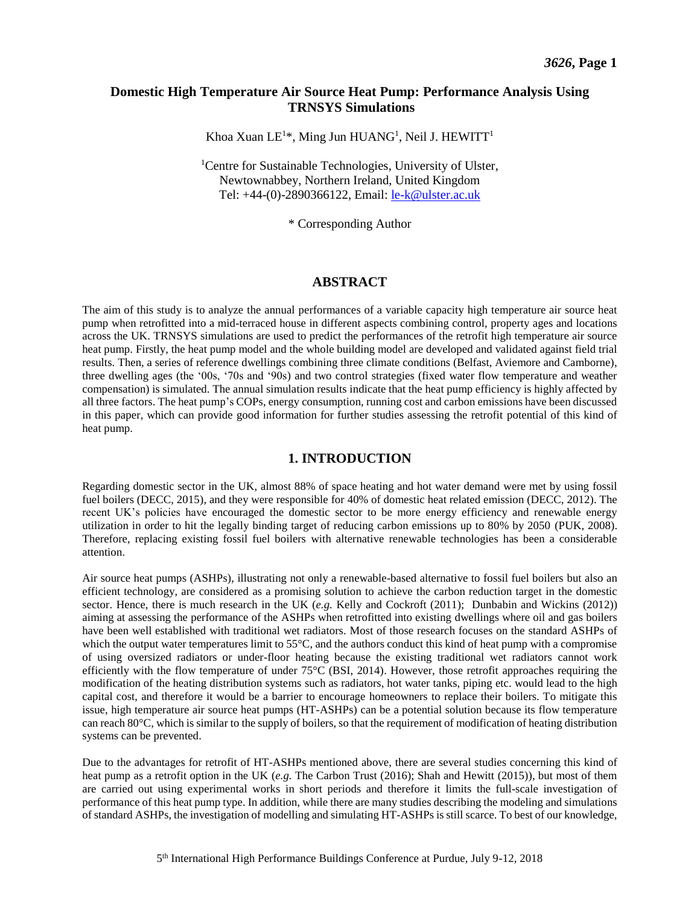# Domestic High Temperature Air Source Heat Pump: Performance Analysis Using TRNSYS Simulations

Khoa Xuan LE[1]*, Ming Jun HUANG[1], Neil J. HEWITT[1]

[1]Centre for Sustainable Technologies, University of Ulster,
Newtownabbey, Northern Ireland, United Kingdom
Tel: +44-(0)-2890366122, Email: le-k@ulster.ac.uk

\* Corresponding Author

## ABSTRACT

The aim of this study is to analyze the annual performances of a variable capacity high temperature air source heat pump when retrofitted into a mid-terraced house in different aspects combining control, property ages and locations across the UK. TRNSYS simulations are used to predict the performances of the retrofit high temperature air source heat pump. Firstly, the heat pump model and the whole building model are developed and validated against field trial results. Then, a series of reference dwellings combining three climate conditions (Belfast, Aviemore and Camborne), three dwelling ages (the '00s, '70s and '90s) and two control strategies (fixed water flow temperature and weather compensation) is simulated. The annual simulation results indicate that the heat pump efficiency is highly affected by all three factors. The heat pump's COPs, energy consumption, running cost and carbon emissions have been discussed in this paper, which can provide good information for further studies assessing the retrofit potential of this kind of heat pump.

## 1. INTRODUCTION

Regarding domestic sector in the UK, almost 88% of space heating and hot water demand were met by using fossil fuel boilers (DECC, 2015), and they were responsible for 40% of domestic heat related emission (DECC, 2012). The recent UK's policies have encouraged the domestic sector to be more energy efficiency and renewable energy utilization in order to hit the legally binding target of reducing carbon emissions up to 80% by 2050 (PUK, 2008). Therefore, replacing existing fossil fuel boilers with alternative renewable technologies has been a considerable attention.

Air source heat pumps (ASHPs), illustrating not only a renewable-based alternative to fossil fuel boilers but also an efficient technology, are considered as a promising solution to achieve the carbon reduction target in the domestic sector. Hence, there is much research in the UK (*e.g.* Kelly and Cockroft (2011); Dunbabin and Wickins (2012)) aiming at assessing the performance of the ASHPs when retrofitted into existing dwellings where oil and gas boilers have been well established with traditional wet radiators. Most of those research focuses on the standard ASHPs of which the output water temperatures limit to 55°C, and the authors conduct this kind of heat pump with a compromise of using oversized radiators or under-floor heating because the existing traditional wet radiators cannot work efficiently with the flow temperature of under 75°C (BSI, 2014). However, those retrofit approaches requiring the modification of the heating distribution systems such as radiators, hot water tanks, piping etc. would lead to the high capital cost, and therefore it would be a barrier to encourage homeowners to replace their boilers. To mitigate this issue, high temperature air source heat pumps (HT-ASHPs) can be a potential solution because its flow temperature can reach 80°C, which is similar to the supply of boilers, so that the requirement of modification of heating distribution systems can be prevented.

Due to the advantages for retrofit of HT-ASHPs mentioned above, there are several studies concerning this kind of heat pump as a retrofit option in the UK (*e.g.* The Carbon Trust (2016); Shah and Hewitt (2015)), but most of them are carried out using experimental works in short periods and therefore it limits the full-scale investigation of performance of this heat pump type. In addition, while there are many studies describing the modeling and simulations of standard ASHPs, the investigation of modelling and simulating HT-ASHPs is still scarce. To best of our knowledge,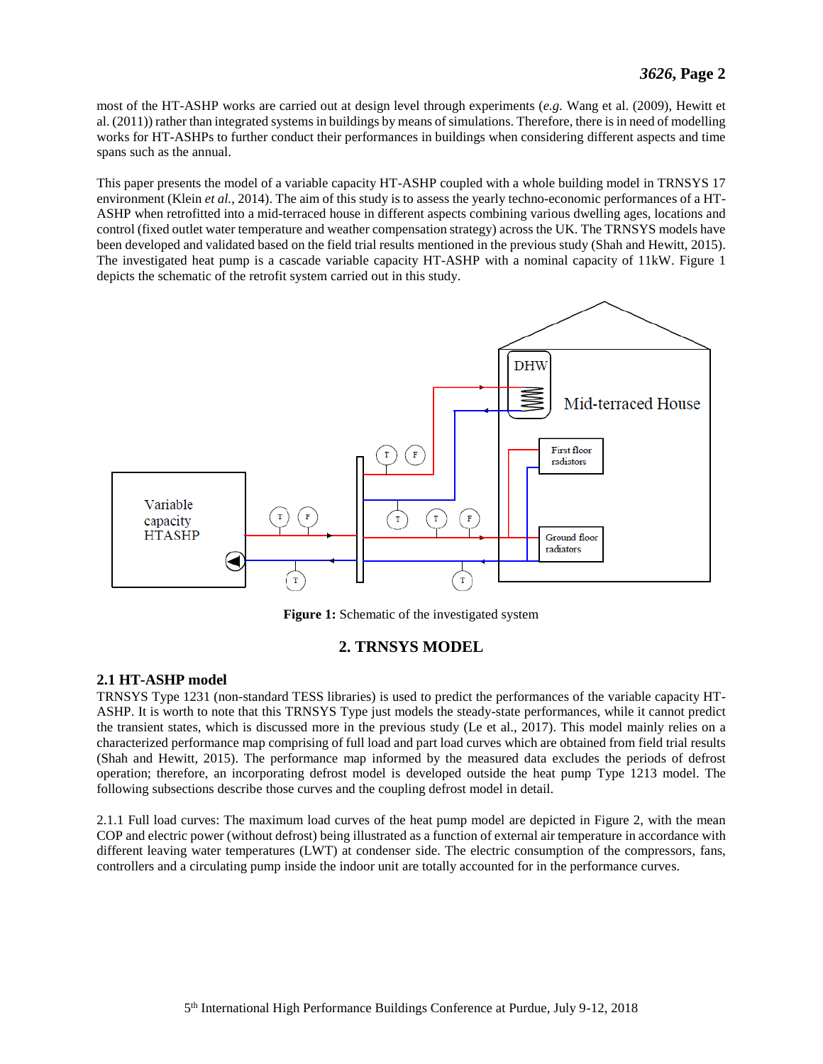most of the HT-ASHP works are carried out at design level through experiments (*e.g.* Wang et al. (2009), Hewitt et al. (2011)) rather than integrated systems in buildings by means of simulations. Therefore, there is in need of modelling works for HT-ASHPs to further conduct their performances in buildings when considering different aspects and time spans such as the annual.

This paper presents the model of a variable capacity HT-ASHP coupled with a whole building model in TRNSYS 17 environment (Klein *et al.*, 2014). The aim of this study is to assess the yearly techno-economic performances of a HT-ASHP when retrofitted into a mid-terraced house in different aspects combining various dwelling ages, locations and control (fixed outlet water temperature and weather compensation strategy) across the UK. The TRNSYS models have been developed and validated based on the field trial results mentioned in the previous study (Shah and Hewitt, 2015). The investigated heat pump is a cascade variable capacity HT-ASHP with a nominal capacity of 11kW. Figure 1 depicts the schematic of the retrofit system carried out in this study.

**Figure 1:** Schematic of the investigated system

## 2. TRNSYS MODEL

### 2.1 HT-ASHP model

TRNSYS Type 1231 (non-standard TESS libraries) is used to predict the performances of the variable capacity HT-ASHP. It is worth to note that this TRNSYS Type just models the steady-state performances, while it cannot predict the transient states, which is discussed more in the previous study (Le et al., 2017). This model mainly relies on a characterized performance map comprising of full load and part load curves which are obtained from field trial results (Shah and Hewitt, 2015). The performance map informed by the measured data excludes the periods of defrost operation; therefore, an incorporating defrost model is developed outside the heat pump Type 1213 model. The following subsections describe those curves and the coupling defrost model in detail.

2.1.1 Full load curves: The maximum load curves of the heat pump model are depicted in Figure 2, with the mean COP and electric power (without defrost) being illustrated as a function of external air temperature in accordance with different leaving water temperatures (LWT) at condenser side. The electric consumption of the compressors, fans, controllers and a circulating pump inside the indoor unit are totally accounted for in the performance curves.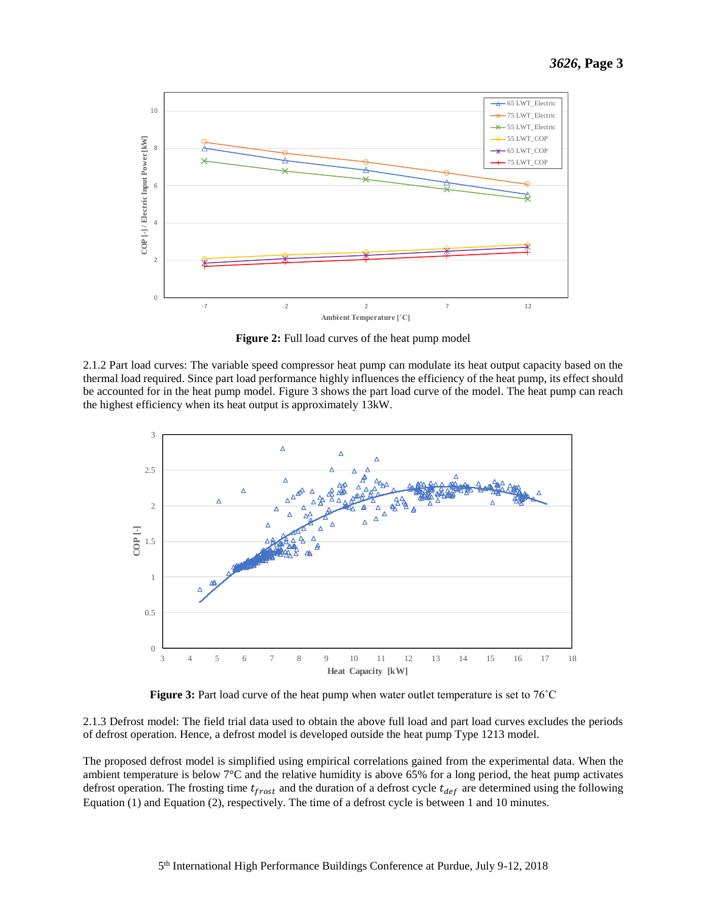**Figure 2:** Full load curves of the heat pump model

2.1.2 Part load curves: The variable speed compressor heat pump can modulate its heat output capacity based on the thermal load required. Since part load performance highly influences the efficiency of the heat pump, its effect should be accounted for in the heat pump model. Figure 3 shows the part load curve of the model. The heat pump can reach the highest efficiency when its heat output is approximately 13kW.

**Figure 3:** Part load curve of the heat pump when water outlet temperature is set to 76˚C

2.1.3 Defrost model: The field trial data used to obtain the above full load and part load curves excludes the periods of defrost operation. Hence, a defrost model is developed outside the heat pump Type 1213 model.

The proposed defrost model is simplified using empirical correlations gained from the experimental data. When the ambient temperature is below 7°C and the relative humidity is above 65% for a long period, the heat pump activates defrost operation. The frosting time $t_{frost}$ and the duration of a defrost cycle $t_{def}$ are determined using the following Equation (1) and Equation (2), respectively. The time of a defrost cycle is between 1 and 10 minutes.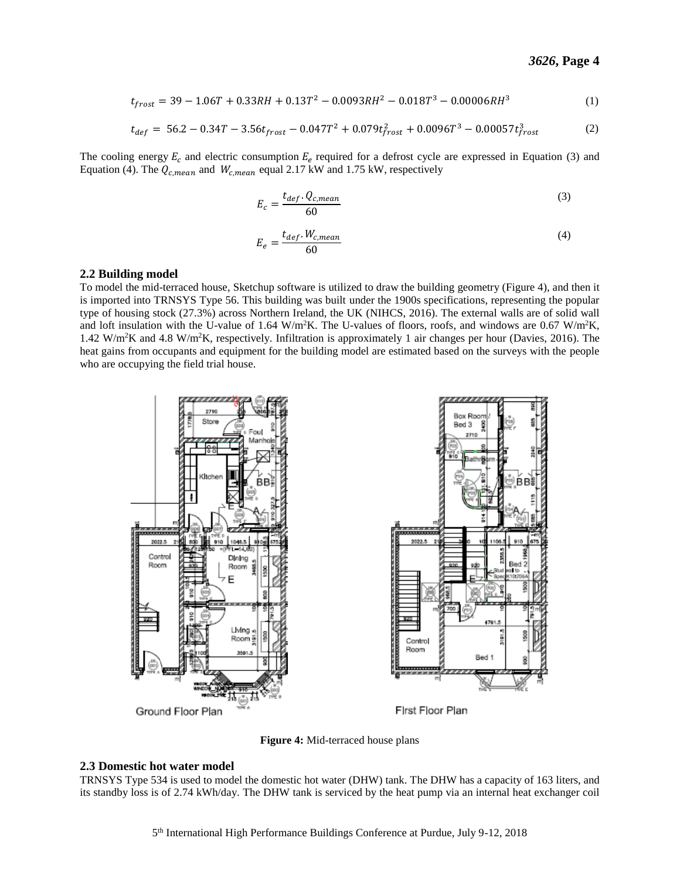$$t_{frost} = 39 - 1.06T + 0.33RH + 0.13T^2 - 0.0093RH^2 - 0.018T^3 - 0.00006RH^3 \tag{1}$$

$$t_{def} = 56.2 - 0.34T - 3.56t_{frost} - 0.047T^2 + 0.079t_{frost}^2 + 0.0096T^3 - 0.00057t_{frost}^3 \tag{2}$$

The cooling energy $E_c$ and electric consumption $E_e$ required for a defrost cycle are expressed in Equation (3) and Equation (4). The $Q_{c,mean}$ and $W_{c,mean}$ equal 2.17 kW and 1.75 kW, respectively

$$E_c = \frac{t_{def} \cdot Q_{c,mean}}{60} \tag{3}$$

$$E_e = \frac{t_{def} \cdot W_{c,mean}}{60} \tag{4}$$

### 2.2 Building model

To model the mid-terraced house, Sketchup software is utilized to draw the building geometry (Figure 4), and then it is imported into TRNSYS Type 56. This building was built under the 1900s specifications, representing the popular type of housing stock (27.3%) across Northern Ireland, the UK (NIHCS, 2016). The external walls are of solid wall and loft insulation with the U-value of 1.64 W/m$^2$K. The U-values of floors, roofs, and windows are 0.67 W/m$^2$K, 1.42 W/m$^2$K and 4.8 W/m$^2$K, respectively. Infiltration is approximately 1 air changes per hour (Davies, 2016). The heat gains from occupants and equipment for the building model are estimated based on the surveys with the people who are occupying the field trial house.

**Figure 4:** Mid-terraced house plans

### 2.3 Domestic hot water model

TRNSYS Type 534 is used to model the domestic hot water (DHW) tank. The DHW has a capacity of 163 liters, and its standby loss is of 2.74 kWh/day. The DHW tank is serviced by the heat pump via an internal heat exchanger coil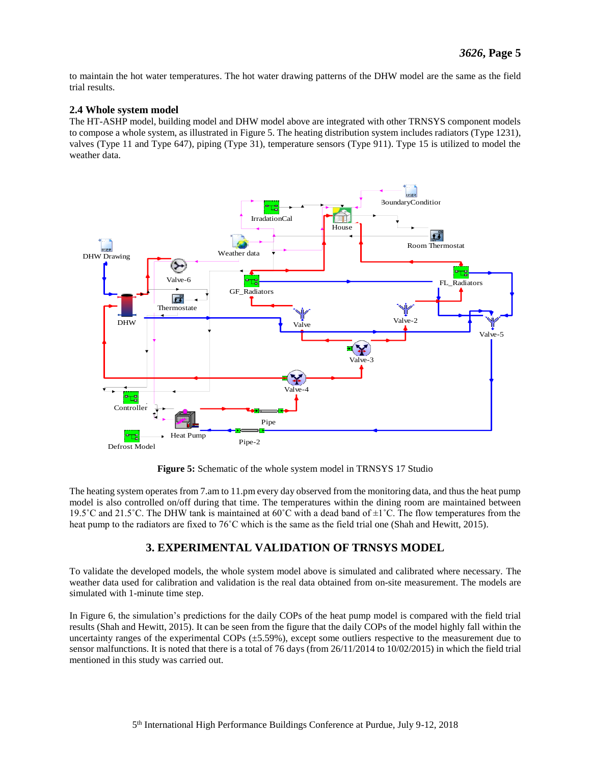to maintain the hot water temperatures. The hot water drawing patterns of the DHW model are the same as the field trial results.

### 2.4 Whole system model

The HT-ASHP model, building model and DHW model above are integrated with other TRNSYS component models to compose a whole system, as illustrated in Figure 5. The heating distribution system includes radiators (Type 1231), valves (Type 11 and Type 647), piping (Type 31), temperature sensors (Type 911). Type 15 is utilized to model the weather data.

**Figure 5:** Schematic of the whole system model in TRNSYS 17 Studio

The heating system operates from 7.am to 11.pm every day observed from the monitoring data, and thus the heat pump model is also controlled on/off during that time. The temperatures within the dining room are maintained between 19.5˚C and 21.5˚C. The DHW tank is maintained at 60˚C with a dead band of ±1˚C. The flow temperatures from the heat pump to the radiators are fixed to 76˚C which is the same as the field trial one (Shah and Hewitt, 2015).

## 3. EXPERIMENTAL VALIDATION OF TRNSYS MODEL

To validate the developed models, the whole system model above is simulated and calibrated where necessary. The weather data used for calibration and validation is the real data obtained from on-site measurement. The models are simulated with 1-minute time step.

In Figure 6, the simulation's predictions for the daily COPs of the heat pump model is compared with the field trial results (Shah and Hewitt, 2015). It can be seen from the figure that the daily COPs of the model highly fall within the uncertainty ranges of the experimental COPs (±5.59%), except some outliers respective to the measurement due to sensor malfunctions. It is noted that there is a total of 76 days (from 26/11/2014 to 10/02/2015) in which the field trial mentioned in this study was carried out.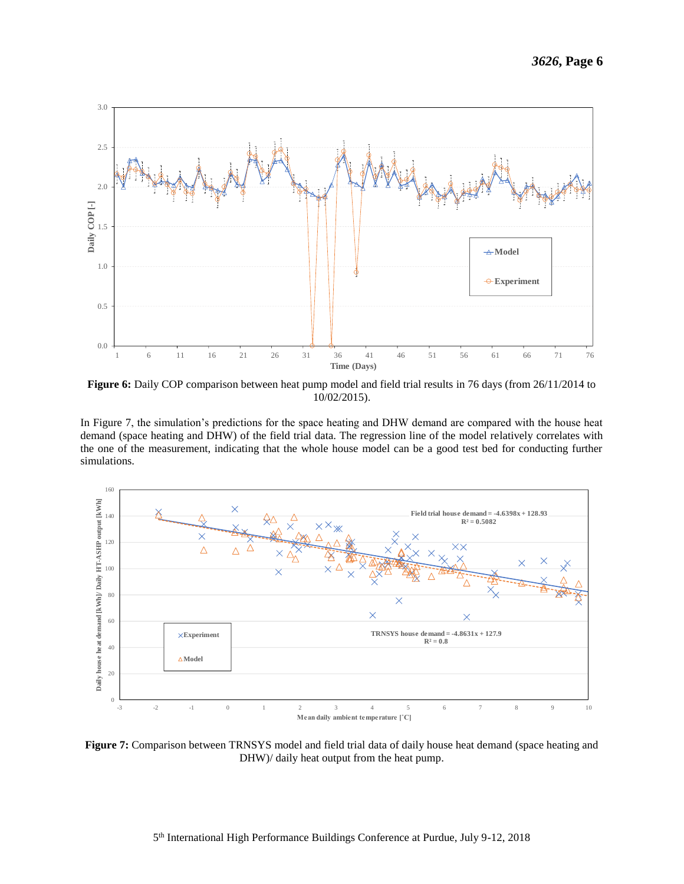**Figure 6:** Daily COP comparison between heat pump model and field trial results in 76 days (from 26/11/2014 to 10/02/2015).

In Figure 7, the simulation's predictions for the space heating and DHW demand are compared with the house heat demand (space heating and DHW) of the field trial data. The regression line of the model relatively correlates with the one of the measurement, indicating that the whole house model can be a good test bed for conducting further simulations.

**Figure 7:** Comparison between TRNSYS model and field trial data of daily house heat demand (space heating and DHW)/ daily heat output from the heat pump.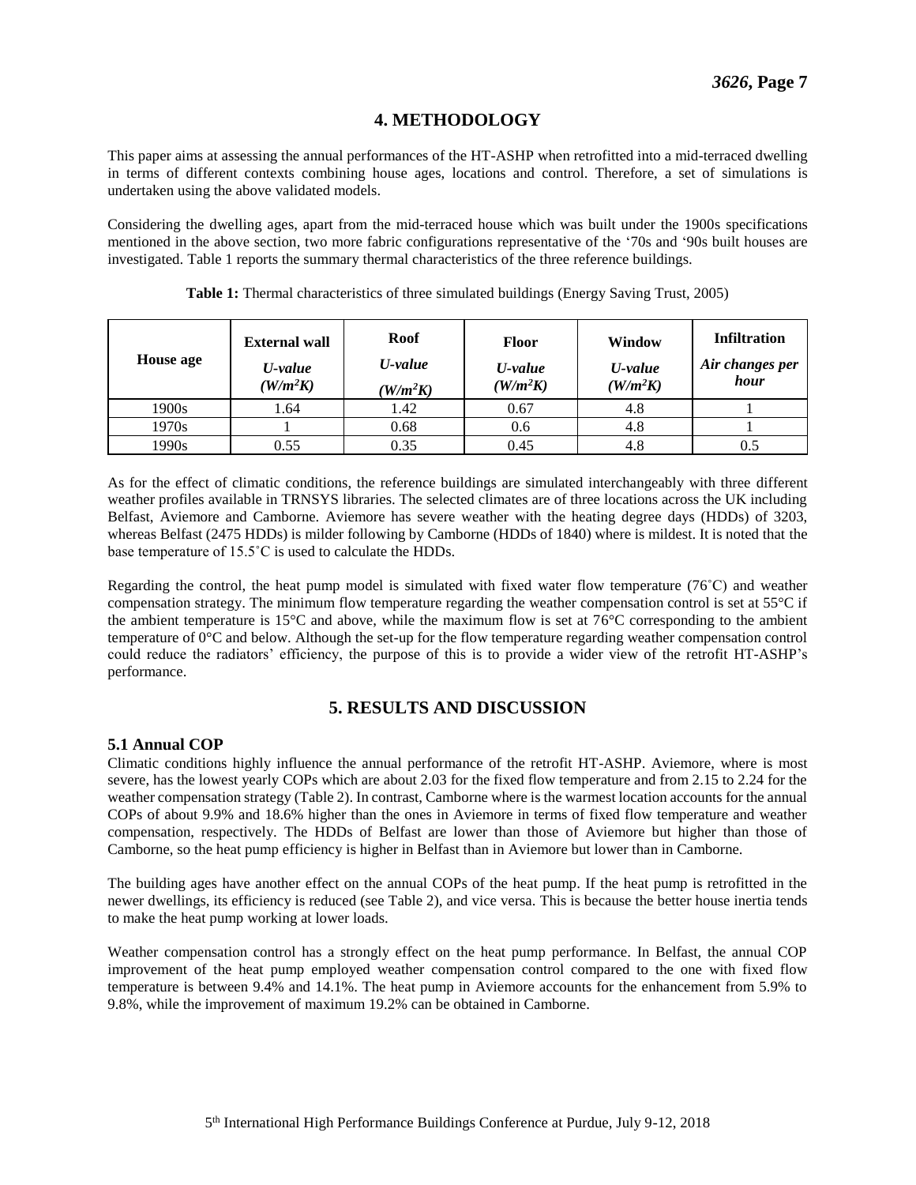## 4. METHODOLOGY

This paper aims at assessing the annual performances of the HT-ASHP when retrofitted into a mid-terraced dwelling in terms of different contexts combining house ages, locations and control. Therefore, a set of simulations is undertaken using the above validated models.

Considering the dwelling ages, apart from the mid-terraced house which was built under the 1900s specifications mentioned in the above section, two more fabric configurations representative of the '70s and '90s built houses are investigated. Table 1 reports the summary thermal characteristics of the three reference buildings.

**Table 1:** Thermal characteristics of three simulated buildings (Energy Saving Trust, 2005)

| House age | External wall *U-value* *($W/m^2K$)* | Roof *U-value* *($W/m^2K$)* | Floor *U-value* *($W/m^2K$)* | Window *U-value* *($W/m^2K$)* | Infiltration *Air changes per hour* |
|---|---|---|---|---|---|
| 1900s | 1.64 | 1.42 | 0.67 | 4.8 | 1 |
| 1970s | 1 | 0.68 | 0.6 | 4.8 | 1 |
| 1990s | 0.55 | 0.35 | 0.45 | 4.8 | 0.5 |

As for the effect of climatic conditions, the reference buildings are simulated interchangeably with three different weather profiles available in TRNSYS libraries. The selected climates are of three locations across the UK including Belfast, Aviemore and Camborne. Aviemore has severe weather with the heating degree days (HDDs) of 3203, whereas Belfast (2475 HDDs) is milder following by Camborne (HDDs of 1840) where is mildest. It is noted that the base temperature of 15.5˚C is used to calculate the HDDs.

Regarding the control, the heat pump model is simulated with fixed water flow temperature (76˚C) and weather compensation strategy. The minimum flow temperature regarding the weather compensation control is set at 55°C if the ambient temperature is 15°C and above, while the maximum flow is set at 76°C corresponding to the ambient temperature of 0°C and below. Although the set-up for the flow temperature regarding weather compensation control could reduce the radiators' efficiency, the purpose of this is to provide a wider view of the retrofit HT-ASHP's performance.

## 5. RESULTS AND DISCUSSION

### 5.1 Annual COP

Climatic conditions highly influence the annual performance of the retrofit HT-ASHP. Aviemore, where is most severe, has the lowest yearly COPs which are about 2.03 for the fixed flow temperature and from 2.15 to 2.24 for the weather compensation strategy (Table 2). In contrast, Camborne where is the warmest location accounts for the annual COPs of about 9.9% and 18.6% higher than the ones in Aviemore in terms of fixed flow temperature and weather compensation, respectively. The HDDs of Belfast are lower than those of Aviemore but higher than those of Camborne, so the heat pump efficiency is higher in Belfast than in Aviemore but lower than in Camborne.

The building ages have another effect on the annual COPs of the heat pump. If the heat pump is retrofitted in the newer dwellings, its efficiency is reduced (see Table 2), and vice versa. This is because the better house inertia tends to make the heat pump working at lower loads.

Weather compensation control has a strongly effect on the heat pump performance. In Belfast, the annual COP improvement of the heat pump employed weather compensation control compared to the one with fixed flow temperature is between 9.4% and 14.1%. The heat pump in Aviemore accounts for the enhancement from 5.9% to 9.8%, while the improvement of maximum 19.2% can be obtained in Camborne.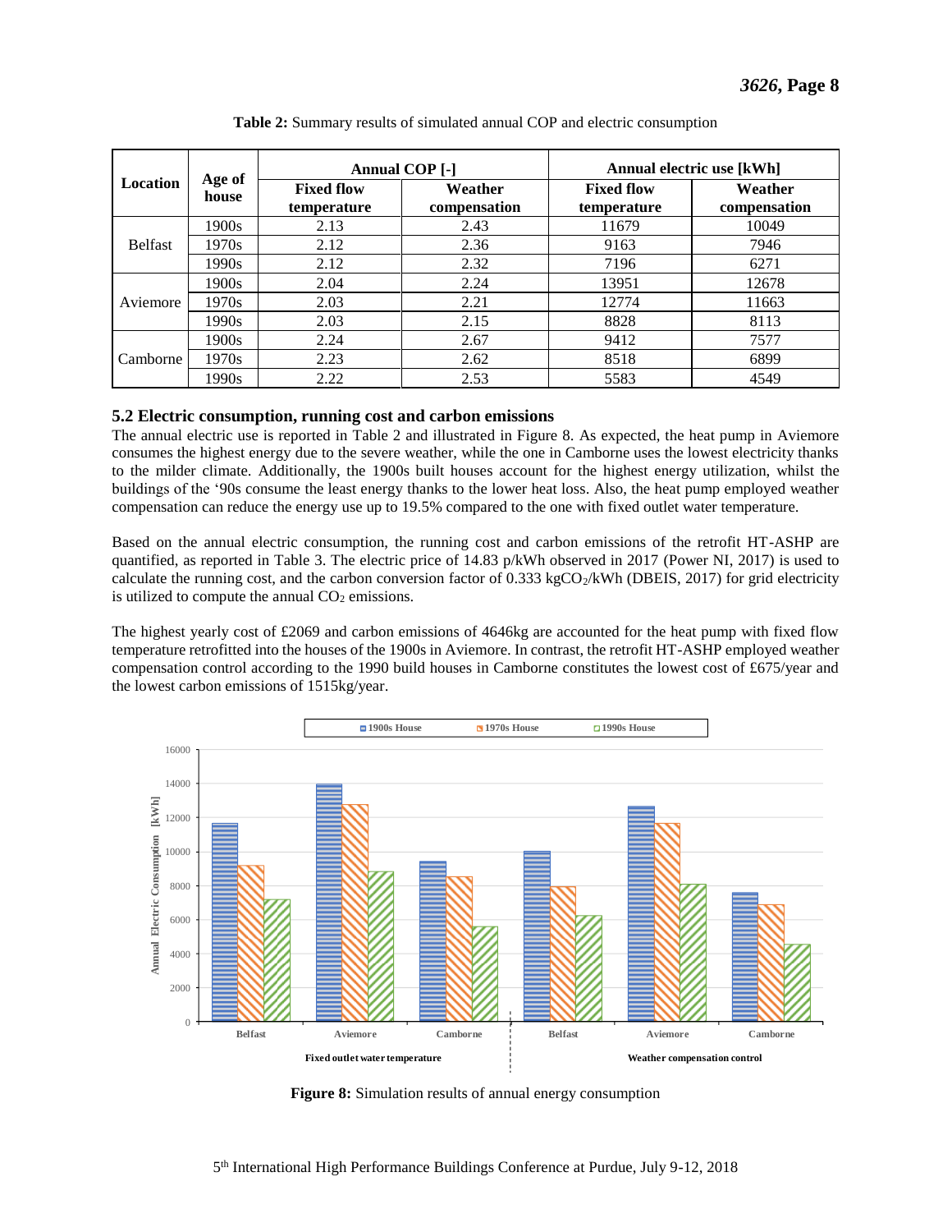**Table 2:** Summary results of simulated annual COP and electric consumption

| Location | Age of house | Annual COP [-] | | Annual electric use [kWh] | |
|---|---|---|---|---|---|
| | | Fixed flow temperature | Weather compensation | Fixed flow temperature | Weather compensation |
| Belfast | 1900s | 2.13 | 2.43 | 11679 | 10049 |
| | 1970s | 2.12 | 2.36 | 9163 | 7946 |
| | 1990s | 2.12 | 2.32 | 7196 | 6271 |
| Aviemore | 1900s | 2.04 | 2.24 | 13951 | 12678 |
| | 1970s | 2.03 | 2.21 | 12774 | 11663 |
| | 1990s | 2.03 | 2.15 | 8828 | 8113 |
| Camborne | 1900s | 2.24 | 2.67 | 9412 | 7577 |
| | 1970s | 2.23 | 2.62 | 8518 | 6899 |
| | 1990s | 2.22 | 2.53 | 5583 | 4549 |

### 5.2 Electric consumption, running cost and carbon emissions

The annual electric use is reported in Table 2 and illustrated in Figure 8. As expected, the heat pump in Aviemore consumes the highest energy due to the severe weather, while the one in Camborne uses the lowest electricity thanks to the milder climate. Additionally, the 1900s built houses account for the highest energy utilization, whilst the buildings of the '90s consume the least energy thanks to the lower heat loss. Also, the heat pump employed weather compensation can reduce the energy use up to 19.5% compared to the one with fixed outlet water temperature.

Based on the annual electric consumption, the running cost and carbon emissions of the retrofit HT-ASHP are quantified, as reported in Table 3. The electric price of 14.83 p/kWh observed in 2017 (Power NI, 2017) is used to calculate the running cost, and the carbon conversion factor of 0.333 $kgCO_2$/kWh (DBEIS, 2017) for grid electricity is utilized to compute the annual $CO_2$ emissions.

The highest yearly cost of £2069 and carbon emissions of 4646kg are accounted for the heat pump with fixed flow temperature retrofitted into the houses of the 1900s in Aviemore. In contrast, the retrofit HT-ASHP employed weather compensation control according to the 1990 build houses in Camborne constitutes the lowest cost of £675/year and the lowest carbon emissions of 1515kg/year.

**Figure 8:** Simulation results of annual energy consumption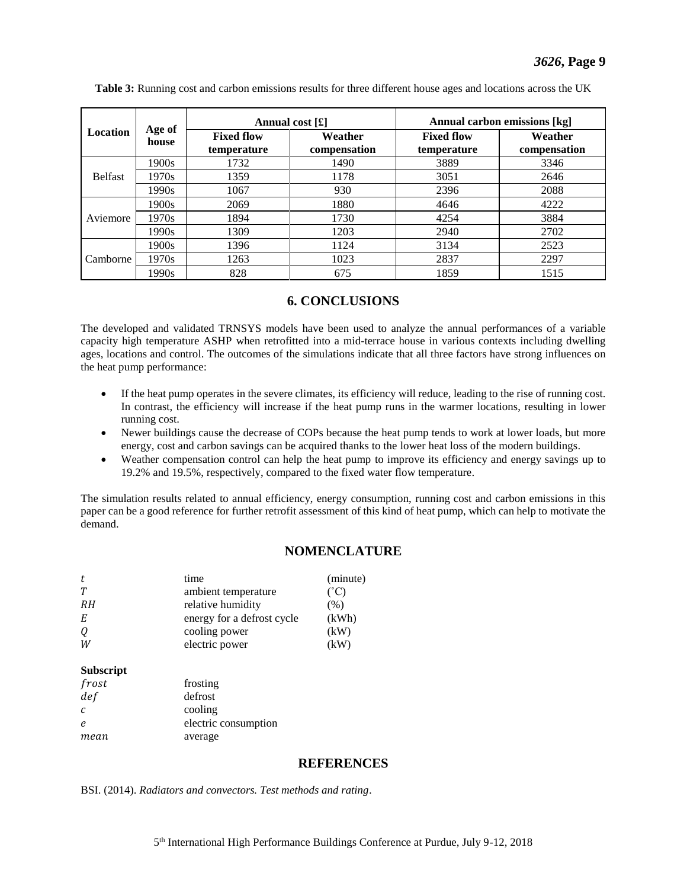**Table 3:** Running cost and carbon emissions results for three different house ages and locations across the UK

| Location | Age of house | Annual cost [£] | | Annual carbon emissions [kg] | |
|---|---|---|---|---|---|
| | | Fixed flow temperature | Weather compensation | Fixed flow temperature | Weather compensation |
| Belfast | 1900s | 1732 | 1490 | 3889 | 3346 |
| | 1970s | 1359 | 1178 | 3051 | 2646 |
| | 1990s | 1067 | 930 | 2396 | 2088 |
| Aviemore | 1900s | 2069 | 1880 | 4646 | 4222 |
| | 1970s | 1894 | 1730 | 4254 | 3884 |
| | 1990s | 1309 | 1203 | 2940 | 2702 |
| Camborne | 1900s | 1396 | 1124 | 3134 | 2523 |
| | 1970s | 1263 | 1023 | 2837 | 2297 |
| | 1990s | 828 | 675 | 1859 | 1515 |

## 6. CONCLUSIONS

The developed and validated TRNSYS models have been used to analyze the annual performances of a variable capacity high temperature ASHP when retrofitted into a mid-terrace house in various contexts including dwelling ages, locations and control. The outcomes of the simulations indicate that all three factors have strong influences on the heat pump performance:

- If the heat pump operates in the severe climates, its efficiency will reduce, leading to the rise of running cost. In contrast, the efficiency will increase if the heat pump runs in the warmer locations, resulting in lower running cost.
- Newer buildings cause the decrease of COPs because the heat pump tends to work at lower loads, but more energy, cost and carbon savings can be acquired thanks to the lower heat loss of the modern buildings.
- Weather compensation control can help the heat pump to improve its efficiency and energy savings up to 19.2% and 19.5%, respectively, compared to the fixed water flow temperature.

The simulation results related to annual efficiency, energy consumption, running cost and carbon emissions in this paper can be a good reference for further retrofit assessment of this kind of heat pump, which can help to motivate the demand.

## NOMENCLATURE

| | | |
|---|---|---|
| $t$ | time | (minute) |
| $T$ | ambient temperature | (˚C) |
| $RH$ | relative humidity | (%) |
| $E$ | energy for a defrost cycle | (kWh) |
| $Q$ | cooling power | (kW) |
| $W$ | electric power | (kW) |

**Subscript**

| | |
|---|---|
| $frost$ | frosting |
| $def$ | defrost |
| $c$ | cooling |
| $e$ | electric consumption |
| $mean$ | average |

## REFERENCES

BSI. (2014). *Radiators and convectors. Test methods and rating*.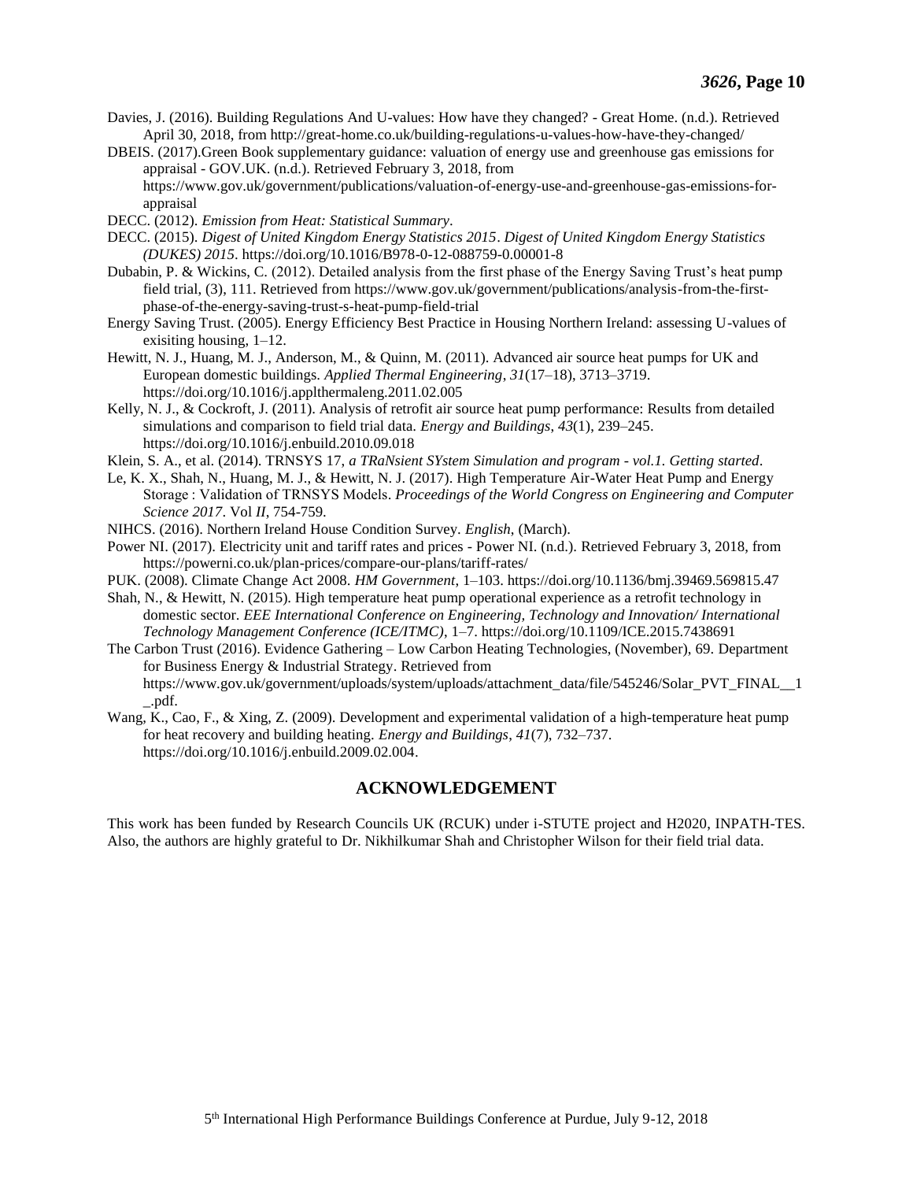Davies, J. (2016). Building Regulations And U-values: How have they changed? - Great Home. (n.d.). Retrieved April 30, 2018, from http://great-home.co.uk/building-regulations-u-values-how-have-they-changed/

DBEIS. (2017).Green Book supplementary guidance: valuation of energy use and greenhouse gas emissions for appraisal - GOV.UK. (n.d.). Retrieved February 3, 2018, from https://www.gov.uk/government/publications/valuation-of-energy-use-and-greenhouse-gas-emissions-for-appraisal

DECC. (2012). *Emission from Heat: Statistical Summary*.

DECC. (2015). *Digest of United Kingdom Energy Statistics 2015*. *Digest of United Kingdom Energy Statistics (DUKES) 2015*. https://doi.org/10.1016/B978-0-12-088759-0.00001-8

Dubabin, P. & Wickins, C. (2012). Detailed analysis from the first phase of the Energy Saving Trust's heat pump field trial, (3), 111. Retrieved from https://www.gov.uk/government/publications/analysis-from-the-first-phase-of-the-energy-saving-trust-s-heat-pump-field-trial

Energy Saving Trust. (2005). Energy Efficiency Best Practice in Housing Northern Ireland: assessing U-values of exisiting housing, 1–12.

Hewitt, N. J., Huang, M. J., Anderson, M., & Quinn, M. (2011). Advanced air source heat pumps for UK and European domestic buildings. *Applied Thermal Engineering*, *31*(17–18), 3713–3719. https://doi.org/10.1016/j.applthermaleng.2011.02.005

Kelly, N. J., & Cockroft, J. (2011). Analysis of retrofit air source heat pump performance: Results from detailed simulations and comparison to field trial data. *Energy and Buildings*, *43*(1), 239–245. https://doi.org/10.1016/j.enbuild.2010.09.018

Klein, S. A., et al. (2014). TRNSYS 17, *a TRaNsient SYstem Simulation and program - vol.1. Getting started*.

Le, K. X., Shah, N., Huang, M. J., & Hewitt, N. J. (2017). High Temperature Air-Water Heat Pump and Energy Storage : Validation of TRNSYS Models. *Proceedings of the World Congress on Engineering and Computer Science 2017*. Vol *II*, 754-759.

NIHCS. (2016). Northern Ireland House Condition Survey. *English*, (March).

Power NI. (2017). Electricity unit and tariff rates and prices - Power NI. (n.d.). Retrieved February 3, 2018, from https://powerni.co.uk/plan-prices/compare-our-plans/tariff-rates/

PUK. (2008). Climate Change Act 2008. *HM Government*, 1–103. https://doi.org/10.1136/bmj.39469.569815.47

Shah, N., & Hewitt, N. (2015). High temperature heat pump operational experience as a retrofit technology in domestic sector. *EEE International Conference on Engineering, Technology and Innovation/ International Technology Management Conference (ICE/ITMC)*, 1–7. https://doi.org/10.1109/ICE.2015.7438691

The Carbon Trust (2016). Evidence Gathering – Low Carbon Heating Technologies, (November), 69. Department for Business Energy & Industrial Strategy. Retrieved from https://www.gov.uk/government/uploads/system/uploads/attachment_data/file/545246/Solar_PVT_FINAL__1_.pdf.

Wang, K., Cao, F., & Xing, Z. (2009). Development and experimental validation of a high-temperature heat pump for heat recovery and building heating. *Energy and Buildings*, *41*(7), 732–737. https://doi.org/10.1016/j.enbuild.2009.02.004.

## ACKNOWLEDGEMENT

This work has been funded by Research Councils UK (RCUK) under i-STUTE project and H2020, INPATH-TES. Also, the authors are highly grateful to Dr. Nikhilkumar Shah and Christopher Wilson for their field trial data.